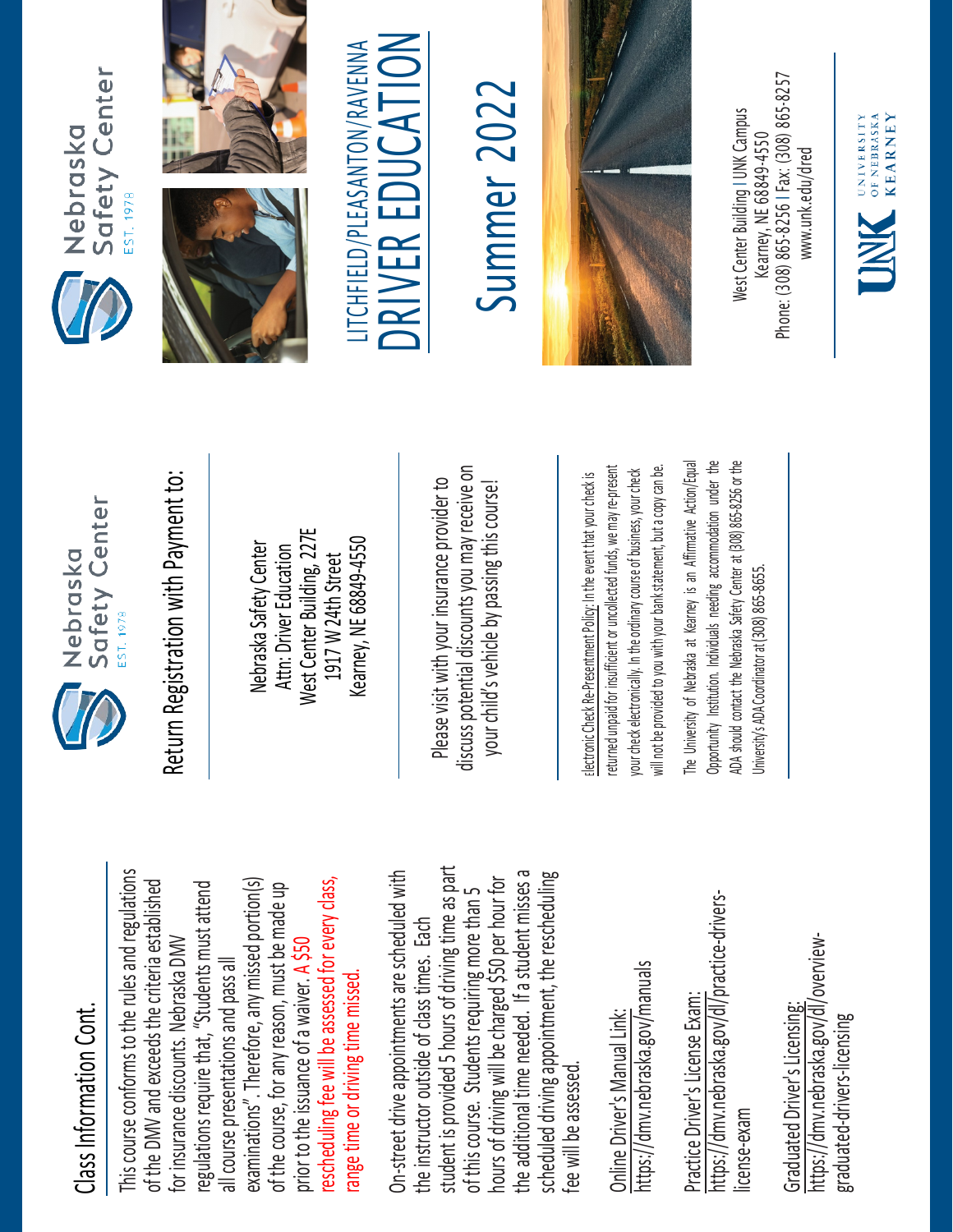## Class Information Cont.

This course conforms to the rules and regulations of the DMV and exceeds the criteria established for insurance discounts. Nebraska DMV regulations require that, "Students must attend all course presentations and pass all examinations". Therefore, any missed portion(s) of the course, for any reason, must be made up prior to the issuance of a waiver. A $50 rescheduling fee will be assessed for every class, range time or driving time missed.

On-street drive appointments are scheduled with the instructor outside of class times. Each student is provided 5 hours of driving time as part of this course. Students requiring more than 5 hours of driving will be charged $50 per hour for the additional time needed. If a student misses a scheduled driving appointment, the rescheduling fee will be assessed.

Online Driver's Manual Link:
https://dmv.nebraska.gov/manuals

Practice Driver's License Exam:
https://dmv.nebraska.gov/dl/practice-drivers-license-exam

Graduated Driver's Licensing:
https://dmv.nebraska.gov/dl/overview-graduated-drivers-licensing

Nebraska Safety Center
EST. 1978

## Return Registration with Payment to:

Nebraska Safety Center
Attn: Driver Education
West Center Building, 227E
1917 W 24th Street
Kearney, NE 68849-4550

Please visit with your insurance provider to discuss potential discounts you may receive on your child's vehicle by passing this course!

Electronic Check Re-Presentment Policy: In the event that your check is returned unpaid for insufficient or uncollected funds, we may re-present your check electronically. In the ordinary course of business, your check will not be provided to you with your bank statement, but a copy can be.

The University of Nebraska at Kearney is an Affirmative Action/Equal Opportunity Institution. Individuals needing accommodation under the ADA should contact the Nebraska Safety Center at (308) 865-8256 or the University's ADA Coordinator at (308) 865-8655.

Nebraska Safety Center
EST. 1978

# LITCHFIELD/PLEASANTON/RAVENNA DRIVER EDUCATION

# Summer 2022

West Center Building | UNK Campus
Kearney, NE 68849-4550
Phone: (308) 865-8256 | Fax: (308) 865-8257
www.unk.edu/dred

UNK University of Nebraska Kearney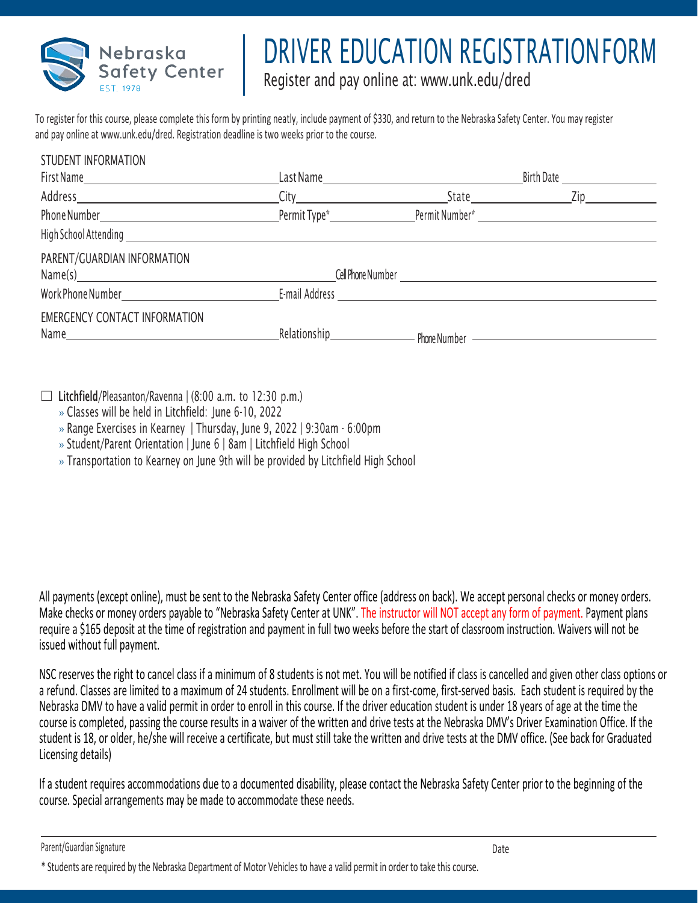Nebraska Safety Center
EST. 1978

# DRIVER EDUCATION REGISTRATION FORM

Register and pay online at: www.unk.edu/dred

To register for this course, please complete this form by printing neatly, include payment of $330, and return to the Nebraska Safety Center. You may register and pay online at www.unk.edu/dred. Registration deadline is two weeks prior to the course.

STUDENT INFORMATION

First Name ______________________ Last Name ______________________ Birth Date ______________

Address ______________________ City ______________________ State ______________ Zip ______________

Phone Number ______________________ Permit Type* ______________ Permit Number* ______________________

High School Attending ______________________________________________

PARENT/GUARDIAN INFORMATION

Name(s) ______________________ Cell Phone Number ______________________

Work Phone Number ______________________ E-mail Address ______________________

EMERGENCY CONTACT INFORMATION

Name ______________________ Relationship ______________ Phone Number ______________________

☐ **Litchfield**/Pleasanton/Ravenna | (8:00 a.m. to 12:30 p.m.)

- » Classes will be held in Litchfield: June 6-10, 2022
- » Range Exercises in Kearney | Thursday, June 9, 2022 | 9:30am - 6:00pm
- » Student/Parent Orientation | June 6 | 8am | Litchfield High School
- » Transportation to Kearney on June 9th will be provided by Litchfield High School

All payments (except online), must be sent to the Nebraska Safety Center office (address on back). We accept personal checks or money orders. Make checks or money orders payable to "Nebraska Safety Center at UNK". The instructor will NOT accept any form of payment. Payment plans require a $165 deposit at the time of registration and payment in full two weeks before the start of classroom instruction. Waivers will not be issued without full payment.

NSC reserves the right to cancel class if a minimum of 8 students is not met. You will be notified if class is cancelled and given other class options or a refund. Classes are limited to a maximum of 24 students. Enrollment will be on a first-come, first-served basis. Each student is required by the Nebraska DMV to have a valid permit in order to enroll in this course. If the driver education student is under 18 years of age at the time the course is completed, passing the course results in a waiver of the written and drive tests at the Nebraska DMV's Driver Examination Office. If the student is 18, or older, he/she will receive a certificate, but must still take the written and drive tests at the DMV office. (See back for Graduated Licensing details)

If a student requires accommodations due to a documented disability, please contact the Nebraska Safety Center prior to the beginning of the course. Special arrangements may be made to accommodate these needs.

______________________________________________

Parent/Guardian Signature Date

\* Students are required by the Nebraska Department of Motor Vehicles to have a valid permit in order to take this course.